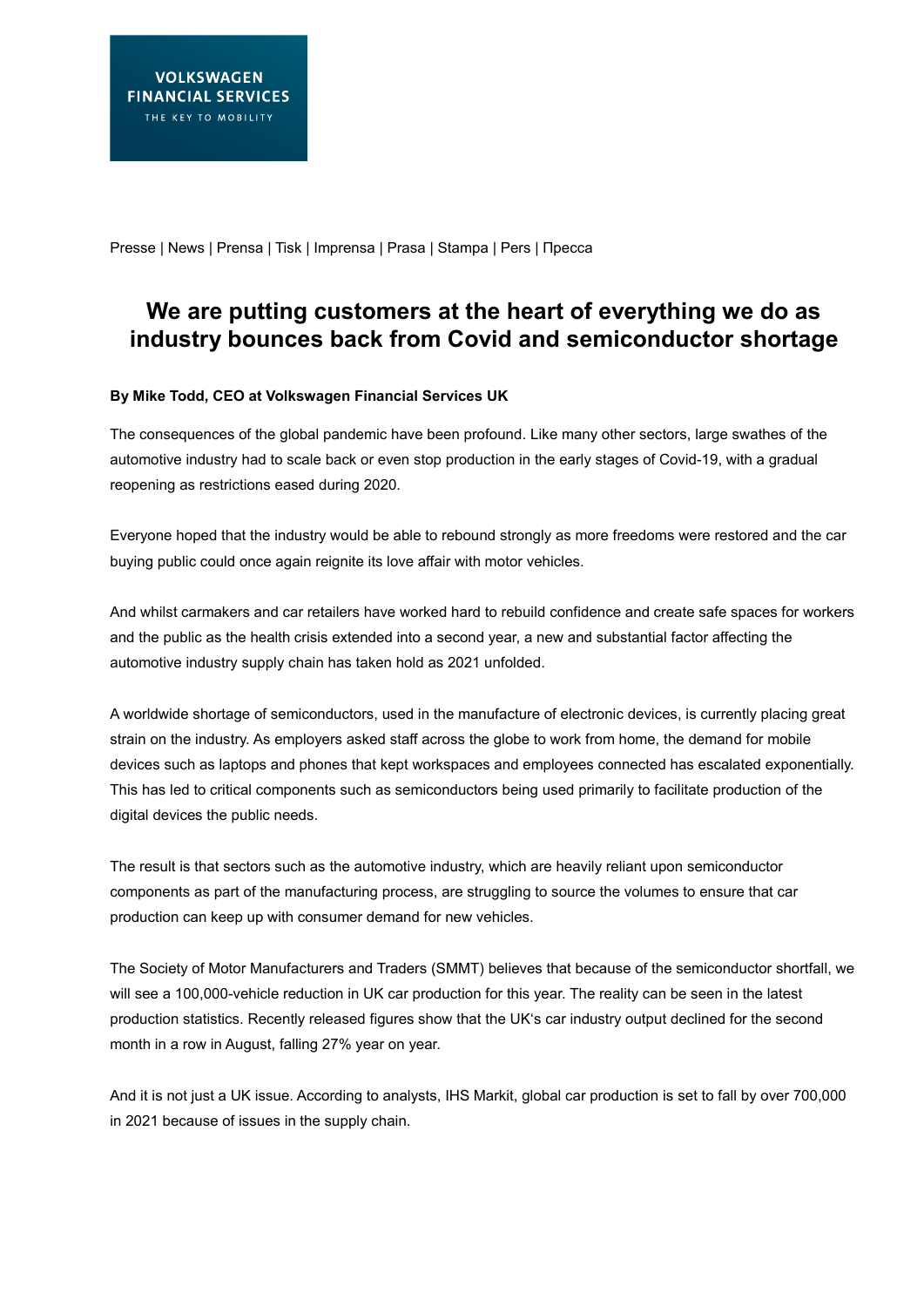Presse | News | Prensa | Tisk | Imprensa | Prasa | Stampa | Pers | Пресса

# We are putting customers at the heart of everything we do as industry bounces back from Covid and semiconductor shortage

**By Mike Todd, CEO at Volkswagen Financial Services UK**

The consequences of the global pandemic have been profound. Like many other sectors, large swathes of the automotive industry had to scale back or even stop production in the early stages of Covid-19, with a gradual reopening as restrictions eased during 2020.

Everyone hoped that the industry would be able to rebound strongly as more freedoms were restored and the car buying public could once again reignite its love affair with motor vehicles.

And whilst carmakers and car retailers have worked hard to rebuild confidence and create safe spaces for workers and the public as the health crisis extended into a second year, a new and substantial factor affecting the automotive industry supply chain has taken hold as 2021 unfolded.

A worldwide shortage of semiconductors, used in the manufacture of electronic devices, is currently placing great strain on the industry. As employers asked staff across the globe to work from home, the demand for mobile devices such as laptops and phones that kept workspaces and employees connected has escalated exponentially. This has led to critical components such as semiconductors being used primarily to facilitate production of the digital devices the public needs.

The result is that sectors such as the automotive industry, which are heavily reliant upon semiconductor components as part of the manufacturing process, are struggling to source the volumes to ensure that car production can keep up with consumer demand for new vehicles.

The Society of Motor Manufacturers and Traders (SMMT) believes that because of the semiconductor shortfall, we will see a 100,000-vehicle reduction in UK car production for this year. The reality can be seen in the latest production statistics. Recently released figures show that the UK's car industry output declined for the second month in a row in August, falling 27% year on year.

And it is not just a UK issue. According to analysts, IHS Markit, global car production is set to fall by over 700,000 in 2021 because of issues in the supply chain.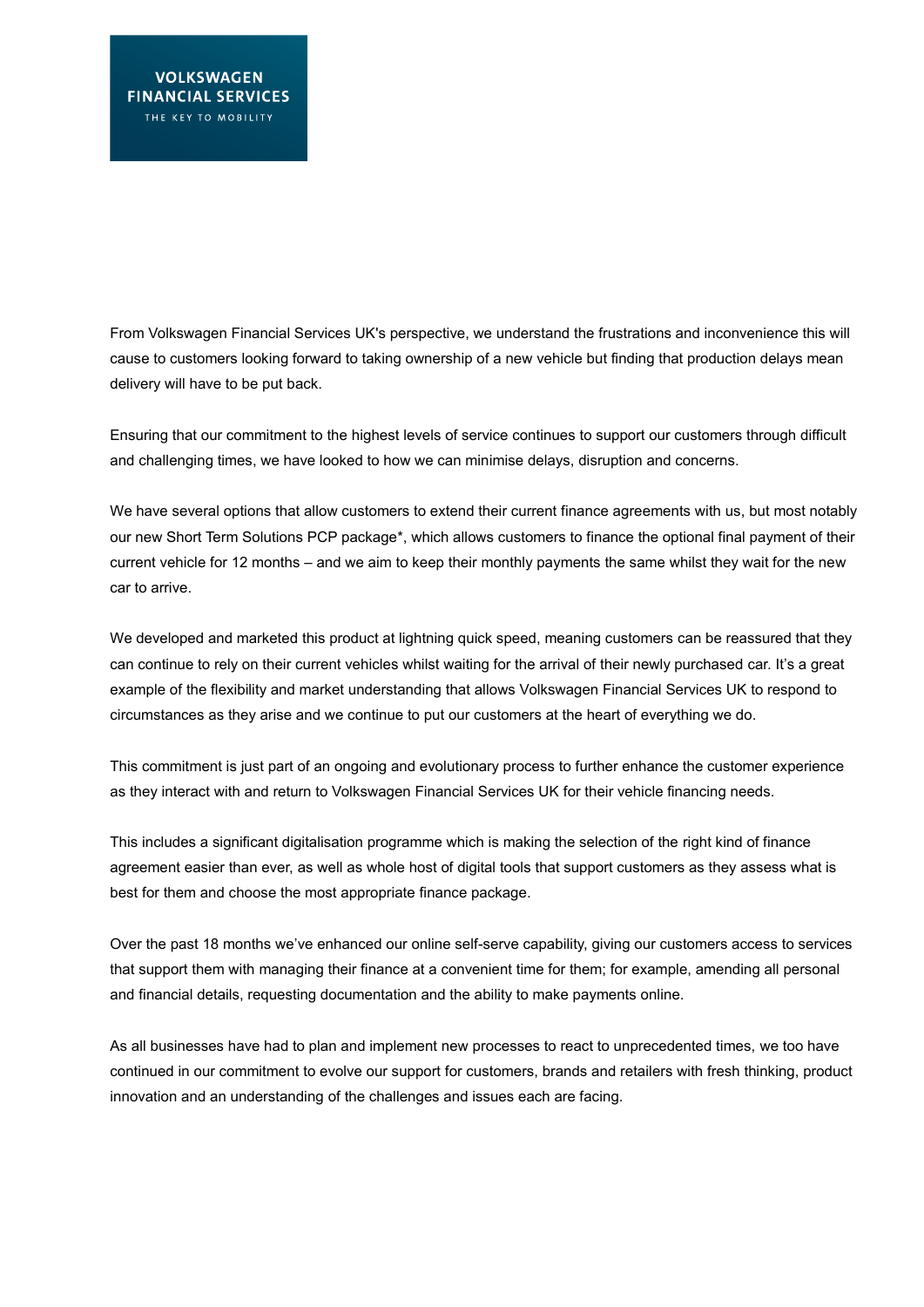From Volkswagen Financial Services UK's perspective, we understand the frustrations and inconvenience this will cause to customers looking forward to taking ownership of a new vehicle but finding that production delays mean delivery will have to be put back.

Ensuring that our commitment to the highest levels of service continues to support our customers through difficult and challenging times, we have looked to how we can minimise delays, disruption and concerns.

We have several options that allow customers to extend their current finance agreements with us, but most notably our new Short Term Solutions PCP package*, which allows customers to finance the optional final payment of their current vehicle for 12 months – and we aim to keep their monthly payments the same whilst they wait for the new car to arrive.

We developed and marketed this product at lightning quick speed, meaning customers can be reassured that they can continue to rely on their current vehicles whilst waiting for the arrival of their newly purchased car. It's a great example of the flexibility and market understanding that allows Volkswagen Financial Services UK to respond to circumstances as they arise and we continue to put our customers at the heart of everything we do.

This commitment is just part of an ongoing and evolutionary process to further enhance the customer experience as they interact with and return to Volkswagen Financial Services UK for their vehicle financing needs.

This includes a significant digitalisation programme which is making the selection of the right kind of finance agreement easier than ever, as well as whole host of digital tools that support customers as they assess what is best for them and choose the most appropriate finance package.

Over the past 18 months we've enhanced our online self-serve capability, giving our customers access to services that support them with managing their finance at a convenient time for them; for example, amending all personal and financial details, requesting documentation and the ability to make payments online.

As all businesses have had to plan and implement new processes to react to unprecedented times, we too have continued in our commitment to evolve our support for customers, brands and retailers with fresh thinking, product innovation and an understanding of the challenges and issues each are facing.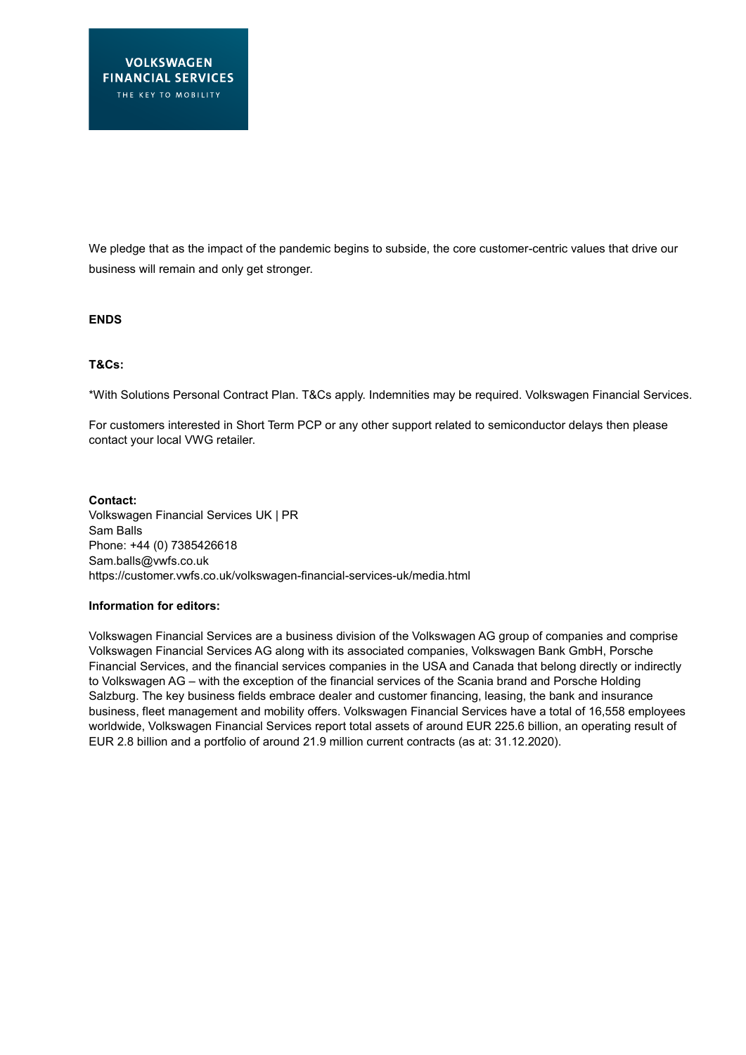We pledge that as the impact of the pandemic begins to subside, the core customer-centric values that drive our business will remain and only get stronger.

**ENDS**

**T&Cs:**

*With Solutions Personal Contract Plan. T&Cs apply. Indemnities may be required. Volkswagen Financial Services.

For customers interested in Short Term PCP or any other support related to semiconductor delays then please contact your local VWG retailer.

**Contact:**
Volkswagen Financial Services UK | PR
Sam Balls
Phone: +44 (0) 7385426618
Sam.balls@vwfs.co.uk
https://customer.vwfs.co.uk/volkswagen-financial-services-uk/media.html

**Information for editors:**

Volkswagen Financial Services are a business division of the Volkswagen AG group of companies and comprise Volkswagen Financial Services AG along with its associated companies, Volkswagen Bank GmbH, Porsche Financial Services, and the financial services companies in the USA and Canada that belong directly or indirectly to Volkswagen AG – with the exception of the financial services of the Scania brand and Porsche Holding Salzburg. The key business fields embrace dealer and customer financing, leasing, the bank and insurance business, fleet management and mobility offers. Volkswagen Financial Services have a total of 16,558 employees worldwide, Volkswagen Financial Services report total assets of around EUR 225.6 billion, an operating result of EUR 2.8 billion and a portfolio of around 21.9 million current contracts (as at: 31.12.2020).